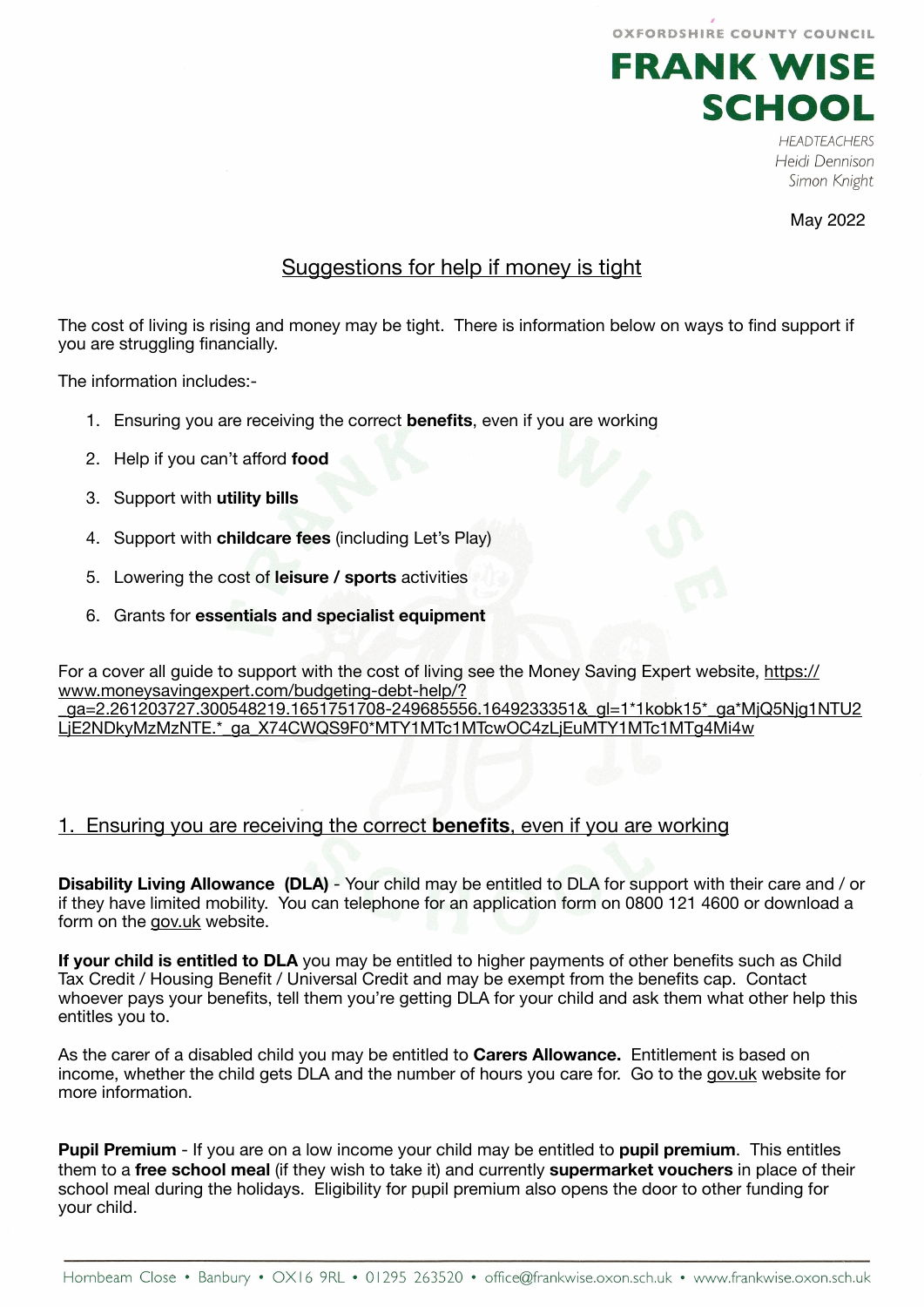OXFORDSHIRE COUNTY COUNCIL

**FRANK WISE SCHOOL**

*HEADTEACHERS*
*Heidi Dennison*
*Simon Knight*

May 2022

# Suggestions for help if money is tight

The cost of living is rising and money may be tight. There is information below on ways to find support if you are struggling financially.

The information includes:-

1. Ensuring you are receiving the correct **benefits**, even if you are working
2. Help if you can't afford **food**
3. Support with **utility bills**
4. Support with **childcare fees** (including Let's Play)
5. Lowering the cost of **leisure / sports** activities
6. Grants for **essentials and specialist equipment**

For a cover all guide to support with the cost of living see the Money Saving Expert website, https://www.moneysavingexpert.com/budgeting-debt-help/?_ga=2.261203727.300548219.1651751708-249685556.1649233351&_gl=1*1kobk15*_ga*MjQ5Njg1NTU2LjE2NDkyMzMzNTE.*_ga_X74CWQS9F0*MTY1MTc1MTcwOC4zLjEuMTY1MTc1MTg4Mi4w

## 1. Ensuring you are receiving the correct **benefits**, even if you are working

**Disability Living Allowance (DLA)** - Your child may be entitled to DLA for support with their care and / or if they have limited mobility. You can telephone for an application form on 0800 121 4600 or download a form on the gov.uk website.

**If your child is entitled to DLA** you may be entitled to higher payments of other benefits such as Child Tax Credit / Housing Benefit / Universal Credit and may be exempt from the benefits cap. Contact whoever pays your benefits, tell them you're getting DLA for your child and ask them what other help this entitles you to.

As the carer of a disabled child you may be entitled to **Carers Allowance.** Entitlement is based on income, whether the child gets DLA and the number of hours you care for. Go to the gov.uk website for more information.

**Pupil Premium** - If you are on a low income your child may be entitled to **pupil premium**. This entitles them to a **free school meal** (if they wish to take it) and currently **supermarket vouchers** in place of their school meal during the holidays. Eligibility for pupil premium also opens the door to other funding for your child.

Hornbeam Close • Banbury • OX16 9RL • 01295 263520 • office@frankwise.oxon.sch.uk • www.frankwise.oxon.sch.uk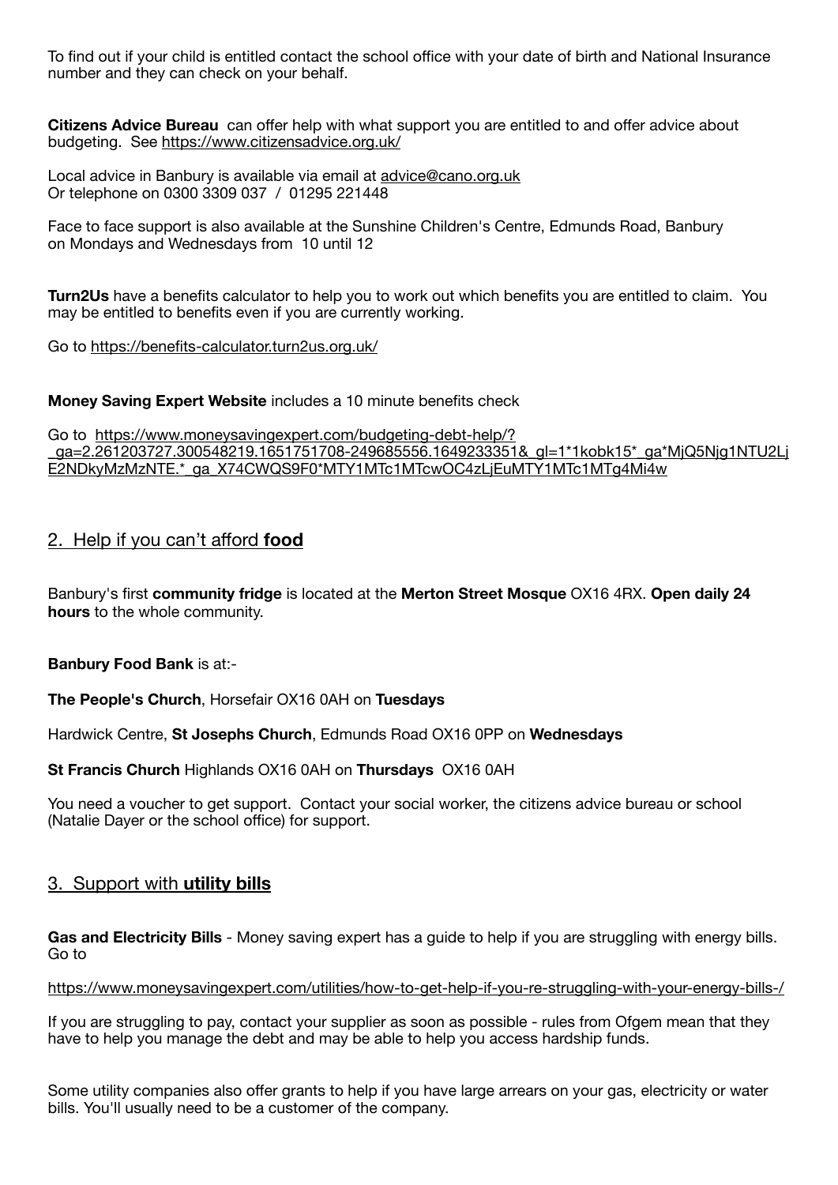To find out if your child is entitled contact the school office with your date of birth and National Insurance number and they can check on your behalf.

**Citizens Advice Bureau** can offer help with what support you are entitled to and offer advice about budgeting. See https://www.citizensadvice.org.uk/

Local advice in Banbury is available via email at advice@cano.org.uk
Or telephone on 0300 3309 037 / 01295 221448

Face to face support is also available at the Sunshine Children's Centre, Edmunds Road, Banbury on Mondays and Wednesdays from 10 until 12

**Turn2Us** have a benefits calculator to help you to work out which benefits you are entitled to claim. You may be entitled to benefits even if you are currently working.

Go to https://benefits-calculator.turn2us.org.uk/

**Money Saving Expert Website** includes a 10 minute benefits check

Go to https://www.moneysavingexpert.com/budgeting-debt-help/?_ga=2.261203727.300548219.1651751708-249685556.1649233351&_gl=1*1kobk15*_ga*MjQ5Njg1NTU2LjE2NDkyMzMzNTE.*_ga_X74CWQS9F0*MTY1MTc1MTcwOC4zLjEuMTY1MTc1MTg4Mi4w

## 2. Help if you can't afford **food**

Banbury's first **community fridge** is located at the **Merton Street Mosque** OX16 4RX. **Open daily 24 hours** to the whole community.

**Banbury Food Bank** is at:-

**The People's Church**, Horsefair OX16 0AH on **Tuesdays**

Hardwick Centre, **St Josephs Church**, Edmunds Road OX16 0PP on **Wednesdays**

**St Francis Church** Highlands OX16 0AH on **Thursdays** OX16 0AH

You need a voucher to get support. Contact your social worker, the citizens advice bureau or school (Natalie Dayer or the school office) for support.

## 3. Support with **utility bills**

**Gas and Electricity Bills** - Money saving expert has a guide to help if you are struggling with energy bills. Go to

https://www.moneysavingexpert.com/utilities/how-to-get-help-if-you-re-struggling-with-your-energy-bills-/

If you are struggling to pay, contact your supplier as soon as possible - rules from Ofgem mean that they have to help you manage the debt and may be able to help you access hardship funds.

Some utility companies also offer grants to help if you have large arrears on your gas, electricity or water bills. You'll usually need to be a customer of the company.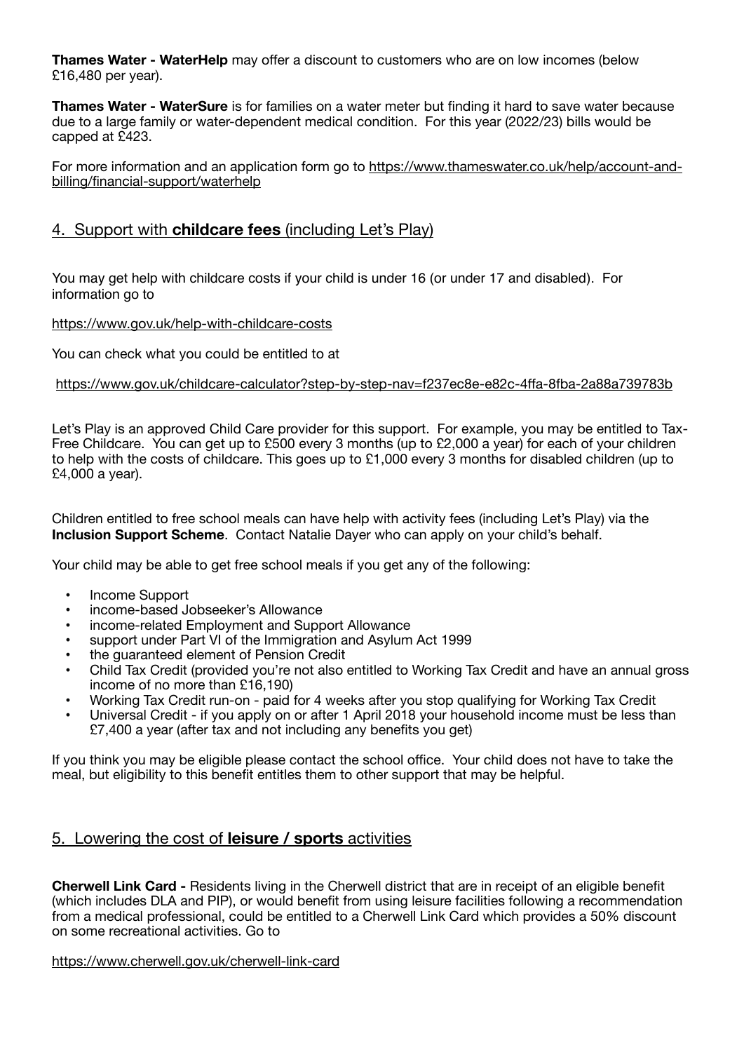**Thames Water - WaterHelp** may offer a discount to customers who are on low incomes (below £16,480 per year).

**Thames Water - WaterSure** is for families on a water meter but finding it hard to save water because due to a large family or water-dependent medical condition. For this year (2022/23) bills would be capped at £423.

For more information and an application form go to https://www.thameswater.co.uk/help/account-and-billing/financial-support/waterhelp

## 4. Support with **childcare fees** (including Let's Play)

You may get help with childcare costs if your child is under 16 (or under 17 and disabled). For information go to

https://www.gov.uk/help-with-childcare-costs

You can check what you could be entitled to at

https://www.gov.uk/childcare-calculator?step-by-step-nav=f237ec8e-e82c-4ffa-8fba-2a88a739783b

Let's Play is an approved Child Care provider for this support. For example, you may be entitled to Tax-Free Childcare. You can get up to £500 every 3 months (up to £2,000 a year) for each of your children to help with the costs of childcare. This goes up to £1,000 every 3 months for disabled children (up to £4,000 a year).

Children entitled to free school meals can have help with activity fees (including Let's Play) via the **Inclusion Support Scheme**. Contact Natalie Dayer who can apply on your child's behalf.

Your child may be able to get free school meals if you get any of the following:

- Income Support
- income-based Jobseeker's Allowance
- income-related Employment and Support Allowance
- support under Part VI of the Immigration and Asylum Act 1999
- the guaranteed element of Pension Credit
- Child Tax Credit (provided you're not also entitled to Working Tax Credit and have an annual gross income of no more than £16,190)
- Working Tax Credit run-on - paid for 4 weeks after you stop qualifying for Working Tax Credit
- Universal Credit - if you apply on or after 1 April 2018 your household income must be less than £7,400 a year (after tax and not including any benefits you get)

If you think you may be eligible please contact the school office. Your child does not have to take the meal, but eligibility to this benefit entitles them to other support that may be helpful.

## 5. Lowering the cost of **leisure / sports** activities

**Cherwell Link Card -** Residents living in the Cherwell district that are in receipt of an eligible benefit (which includes DLA and PIP), or would benefit from using leisure facilities following a recommendation from a medical professional, could be entitled to a Cherwell Link Card which provides a 50% discount on some recreational activities. Go to

https://www.cherwell.gov.uk/cherwell-link-card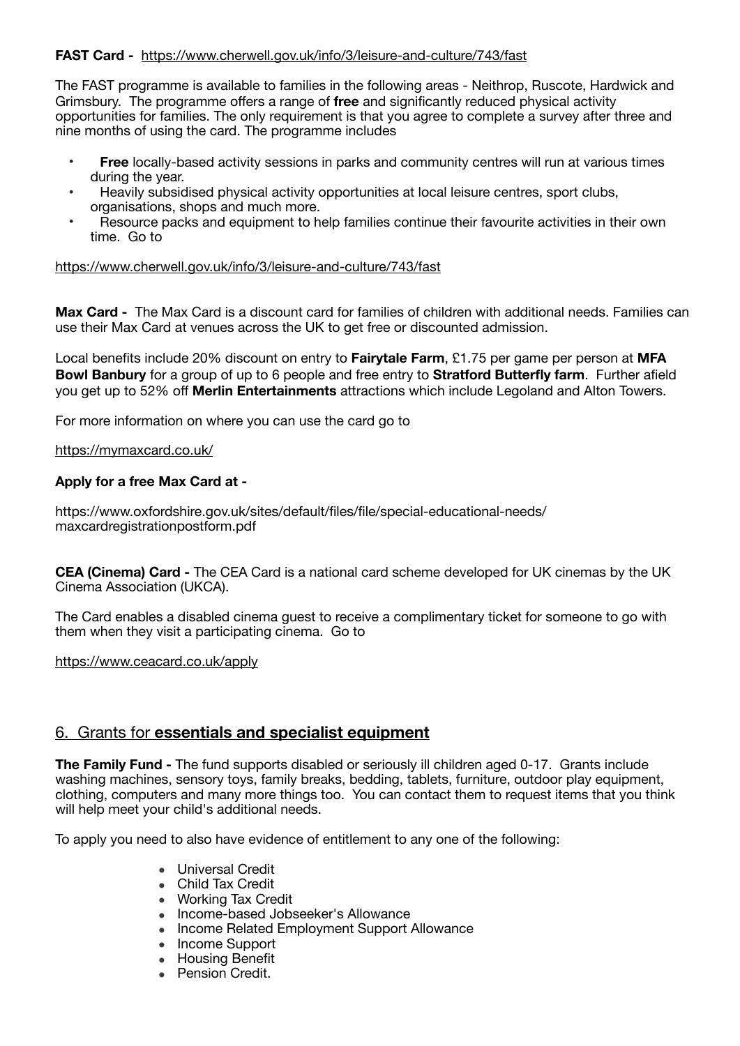**FAST Card -** https://www.cherwell.gov.uk/info/3/leisure-and-culture/743/fast

The FAST programme is available to families in the following areas - Neithrop, Ruscote, Hardwick and Grimsbury. The programme offers a range of **free** and significantly reduced physical activity opportunities for families. The only requirement is that you agree to complete a survey after three and nine months of using the card. The programme includes

- **Free** locally-based activity sessions in parks and community centres will run at various times during the year.
- Heavily subsidised physical activity opportunities at local leisure centres, sport clubs, organisations, shops and much more.
- Resource packs and equipment to help families continue their favourite activities in their own time. Go to

https://www.cherwell.gov.uk/info/3/leisure-and-culture/743/fast

**Max Card -** The Max Card is a discount card for families of children with additional needs. Families can use their Max Card at venues across the UK to get free or discounted admission.

Local benefits include 20% discount on entry to **Fairytale Farm**, £1.75 per game per person at **MFA Bowl Banbury** for a group of up to 6 people and free entry to **Stratford Butterfly farm**. Further afield you get up to 52% off **Merlin Entertainments** attractions which include Legoland and Alton Towers.

For more information on where you can use the card go to

https://mymaxcard.co.uk/

**Apply for a free Max Card at -**

https://www.oxfordshire.gov.uk/sites/default/files/file/special-educational-needs/maxcardregistrationpostform.pdf

**CEA (Cinema) Card -** The CEA Card is a national card scheme developed for UK cinemas by the UK Cinema Association (UKCA).

The Card enables a disabled cinema guest to receive a complimentary ticket for someone to go with them when they visit a participating cinema. Go to

https://www.ceacard.co.uk/apply

## 6. Grants for **essentials and specialist equipment**

**The Family Fund -** The fund supports disabled or seriously ill children aged 0-17. Grants include washing machines, sensory toys, family breaks, bedding, tablets, furniture, outdoor play equipment, clothing, computers and many more things too. You can contact them to request items that you think will help meet your child's additional needs.

To apply you need to also have evidence of entitlement to any one of the following:

- Universal Credit
- Child Tax Credit
- Working Tax Credit
- Income-based Jobseeker's Allowance
- Income Related Employment Support Allowance
- Income Support
- Housing Benefit
- Pension Credit.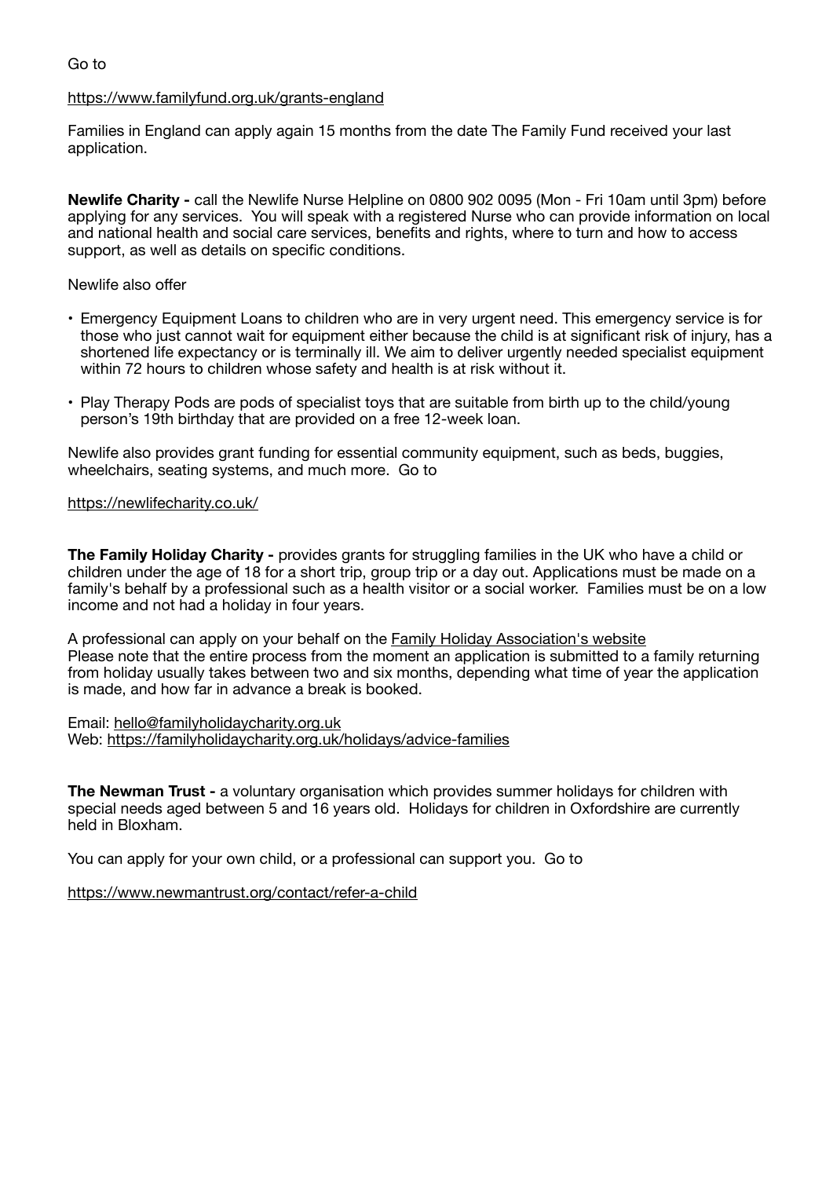Go to

https://www.familyfund.org.uk/grants-england

Families in England can apply again 15 months from the date The Family Fund received your last application.

**Newlife Charity -** call the Newlife Nurse Helpline on 0800 902 0095 (Mon - Fri 10am until 3pm) before applying for any services. You will speak with a registered Nurse who can provide information on local and national health and social care services, benefits and rights, where to turn and how to access support, as well as details on specific conditions.

Newlife also offer

- Emergency Equipment Loans to children who are in very urgent need. This emergency service is for those who just cannot wait for equipment either because the child is at significant risk of injury, has a shortened life expectancy or is terminally ill. We aim to deliver urgently needed specialist equipment within 72 hours to children whose safety and health is at risk without it.
- Play Therapy Pods are pods of specialist toys that are suitable from birth up to the child/young person's 19th birthday that are provided on a free 12-week loan.

Newlife also provides grant funding for essential community equipment, such as beds, buggies, wheelchairs, seating systems, and much more. Go to

https://newlifecharity.co.uk/

**The Family Holiday Charity -** provides grants for struggling families in the UK who have a child or children under the age of 18 for a short trip, group trip or a day out. Applications must be made on a family's behalf by a professional such as a health visitor or a social worker. Families must be on a low income and not had a holiday in four years.

A professional can apply on your behalf on the Family Holiday Association's website
Please note that the entire process from the moment an application is submitted to a family returning from holiday usually takes between two and six months, depending what time of year the application is made, and how far in advance a break is booked.

Email: hello@familyholidaycharity.org.uk
Web: https://familyholidaycharity.org.uk/holidays/advice-families

**The Newman Trust -** a voluntary organisation which provides summer holidays for children with special needs aged between 5 and 16 years old. Holidays for children in Oxfordshire are currently held in Bloxham.

You can apply for your own child, or a professional can support you. Go to

https://www.newmantrust.org/contact/refer-a-child